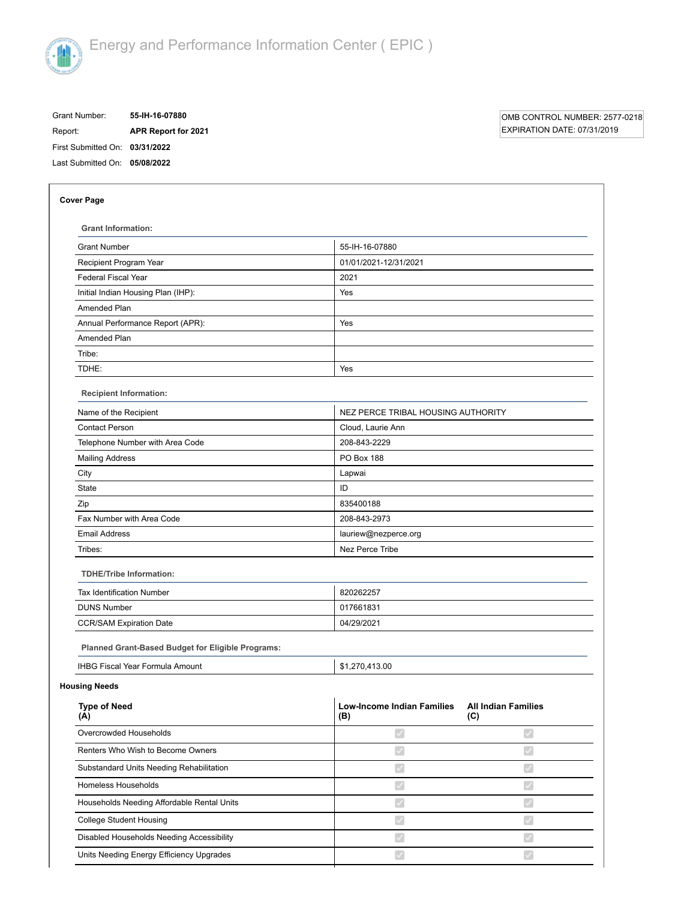# Energy and Performance Information Center ( EPIC )

Grant Number: **55-IH-16-07880**
Report: **APR Report for 2021**
First Submitted On: **03/31/2022**
Last Submitted On: **05/08/2022**

OMB CONTROL NUMBER: 2577-0218
EXPIRATION DATE: 07/31/2019

## Cover Page

### Grant Information:

| | |
|---|---|
| Grant Number | 55-IH-16-07880 |
| Recipient Program Year | 01/01/2021-12/31/2021 |
| Federal Fiscal Year | 2021 |
| Initial Indian Housing Plan (IHP): | Yes |
| Amended Plan | |
| Annual Performance Report (APR): | Yes |
| Amended Plan | |
| Tribe: | |
| TDHE: | Yes |

### Recipient Information:

| | |
|---|---|
| Name of the Recipient | NEZ PERCE TRIBAL HOUSING AUTHORITY |
| Contact Person | Cloud, Laurie Ann |
| Telephone Number with Area Code | 208-843-2229 |
| Mailing Address | PO Box 188 |
| City | Lapwai |
| State | ID |
| Zip | 835400188 |
| Fax Number with Area Code | 208-843-2973 |
| Email Address | lauriew@nezperce.org |
| Tribes: | Nez Perce Tribe |

### TDHE/Tribe Information:

| | |
|---|---|
| Tax Identification Number | 820262257 |
| DUNS Number | 017661831 |
| CCR/SAM Expiration Date | 04/29/2021 |

### Planned Grant-Based Budget for Eligible Programs:

| | |
|---|---|
| IHBG Fiscal Year Formula Amount | $1,270,413.00 |

## Housing Needs

| Type of Need (A) | Low-Income Indian Families (B) | All Indian Families (C) |
|---|---|---|
| Overcrowded Households | ✓ | ✓ |
| Renters Who Wish to Become Owners | ✓ | ✓ |
| Substandard Units Needing Rehabilitation | ✓ | ✓ |
| Homeless Households | ✓ | ✓ |
| Households Needing Affordable Rental Units | ✓ | ✓ |
| College Student Housing | ✓ | ✓ |
| Disabled Households Needing Accessibility | ✓ | ✓ |
| Units Needing Energy Efficiency Upgrades | ✓ | ✓ |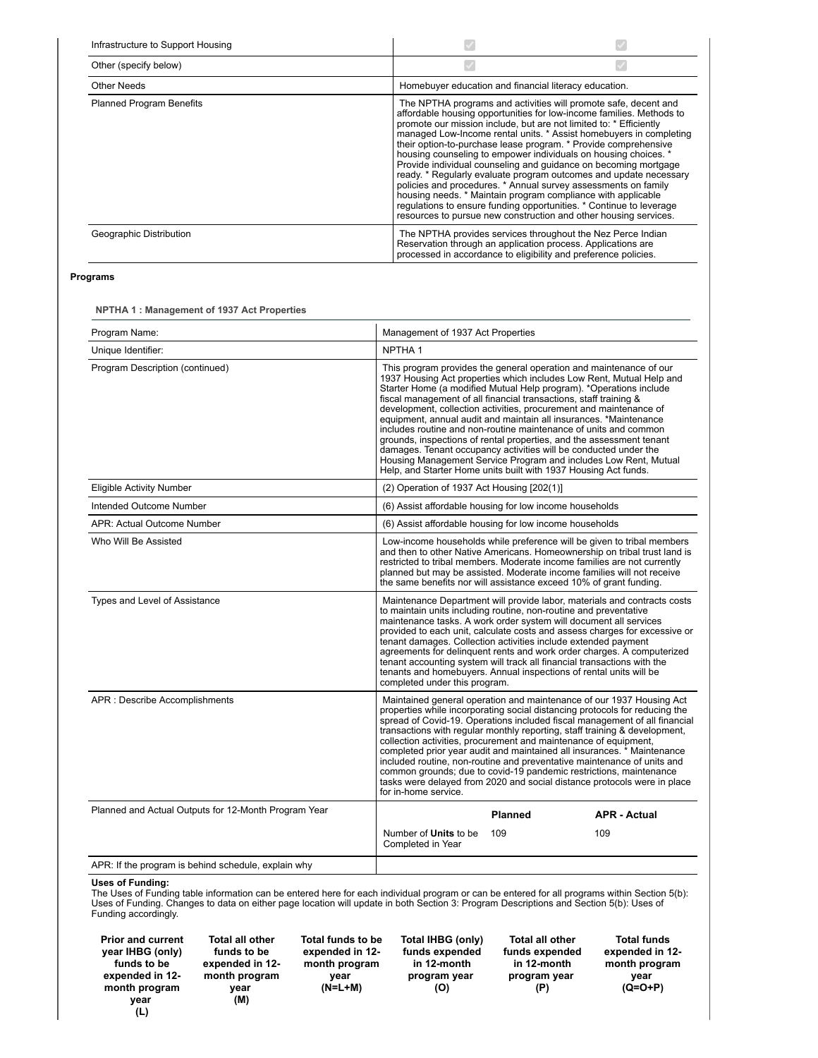| | | |
|---|---|---|
| Infrastructure to Support Housing | ✓ | ✓ |
| Other (specify below) | ✓ | ✓ |

| | |
|---|---|
| Other Needs | Homebuyer education and financial literacy education. |
| Planned Program Benefits | The NPTHA programs and activities will promote safe, decent and affordable housing opportunities for low-income families. Methods to promote our mission include, but are not limited to: * Efficiently managed Low-Income rental units. * Assist homebuyers in completing their option-to-purchase lease program. * Provide comprehensive housing counseling to empower individuals on housing choices. * Provide individual counseling and guidance on becoming mortgage ready. * Regularly evaluate program outcomes and update necessary policies and procedures. * Annual survey assessments on family housing needs. * Maintain program compliance with applicable regulations to ensure funding opportunities. * Continue to leverage resources to pursue new construction and other housing services. |
| Geographic Distribution | The NPTHA provides services throughout the Nez Perce Indian Reservation through an application process. Applications are processed in accordance to eligibility and preference policies. |

**Programs**

**NPTHA 1 : Management of 1937 Act Properties**

| | | |
|---|---|---|
| Program Name: | Management of 1937 Act Properties | |
| Unique Identifier: | NPTHA 1 | |
| Program Description (continued) | This program provides the general operation and maintenance of our 1937 Housing Act properties which includes Low Rent, Mutual Help and Starter Home (a modified Mutual Help program). *Operations include fiscal management of all financial transactions, staff training & development, collection activities, procurement and maintenance of equipment, annual audit and maintain all insurances. *Maintenance includes routine and non-routine maintenance of units and common grounds, inspections of rental properties, and the assessment tenant damages. Tenant occupancy activities will be conducted under the Housing Management Service Program and includes Low Rent, Mutual Help, and Starter Home units built with 1937 Housing Act funds. | |
| Eligible Activity Number | (2) Operation of 1937 Act Housing [202(1)] | |
| Intended Outcome Number | (6) Assist affordable housing for low income households | |
| APR: Actual Outcome Number | (6) Assist affordable housing for low income households | |
| Who Will Be Assisted | Low-income households while preference will be given to tribal members and then to other Native Americans. Homeownership on tribal trust land is restricted to tribal members. Moderate income families are not currently planned but may be assisted. Moderate income families will not receive the same benefits nor will assistance exceed 10% of grant funding. | |
| Types and Level of Assistance | Maintenance Department will provide labor, materials and contracts costs to maintain units including routine, non-routine and preventative maintenance tasks. A work order system will document all services provided to each unit, calculate costs and assess charges for excessive or tenant damages. Collection activities include extended payment agreements for delinquent rents and work order charges. A computerized tenant accounting system will track all financial transactions with the tenants and homebuyers. Annual inspections of rental units will be completed under this program. | |
| APR : Describe Accomplishments | Maintained general operation and maintenance of our 1937 Housing Act properties while incorporating social distancing protocols for reducing the spread of Covid-19. Operations included fiscal management of all financial transactions with regular monthly reporting, staff training & development, collection activities, procurement and maintenance of equipment, completed prior year audit and maintained all insurances. * Maintenance included routine, non-routine and preventative maintenance of units and common grounds; due to covid-19 pandemic restrictions, maintenance tasks were delayed from 2020 and social distance protocols were in place for in-home service. | |
| Planned and Actual Outputs for 12-Month Program Year | | **Planned** / **APR - Actual** |
| | Number of **Units** to be Completed in Year | 109 / 109 |
| APR: If the program is behind schedule, explain why | | |

**Uses of Funding:**
The Uses of Funding table information can be entered here for each individual program or can be entered for all programs within Section 5(b): Uses of Funding. Changes to data on either page location will update in both Section 3: Program Descriptions and Section 5(b): Uses of Funding accordingly.

| Prior and current year IHBG (only) funds to be expended in 12-month program year (L) | Total all other funds to be expended in 12-month program year (M) | Total funds to be expended in 12-month program year (N=L+M) | Total IHBG (only) funds expended in 12-month program year (O) | Total all other funds expended in 12-month program year (P) | Total funds expended in 12-month program year (Q=O+P) |
|---|---|---|---|---|---|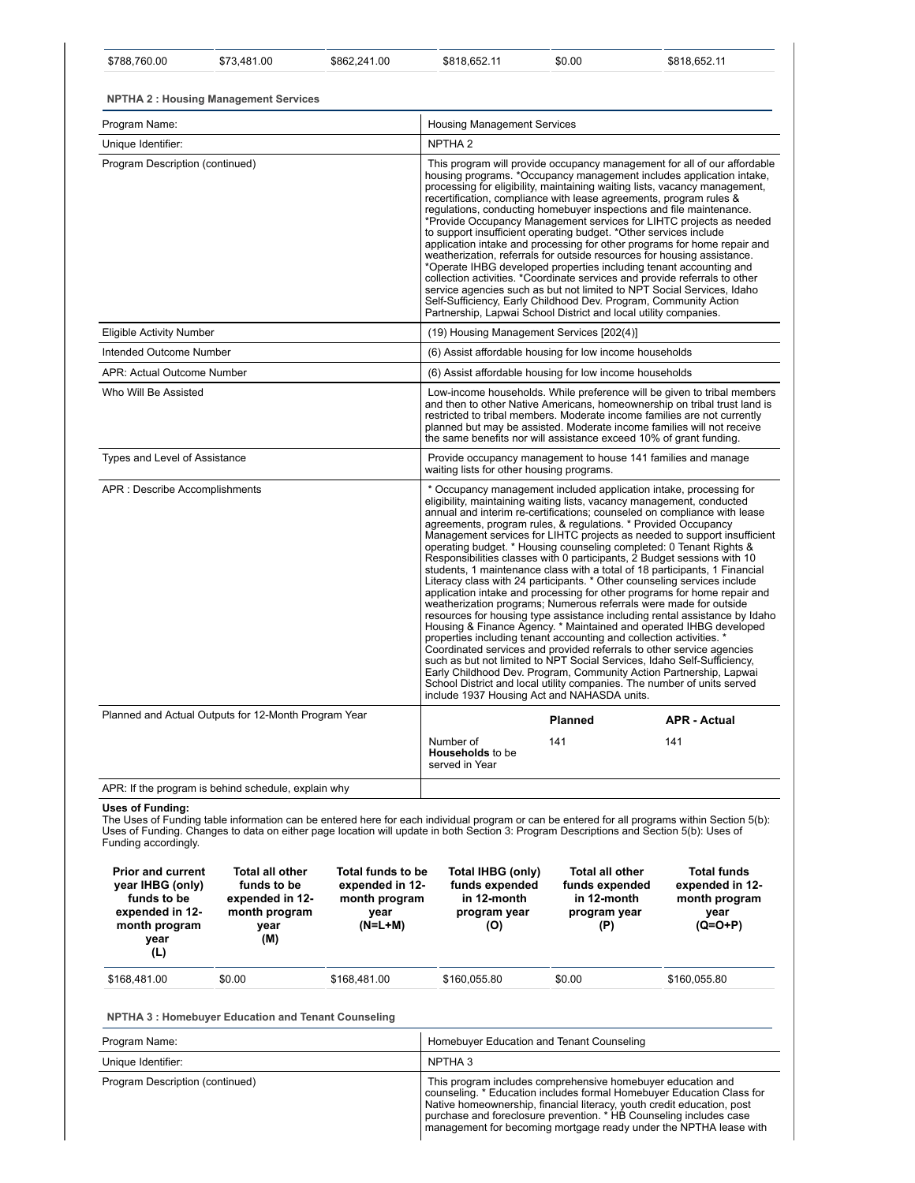| | | | | | |
|---|---|---|---|---|---|
| $788,760.00 | $73,481.00 | $862,241.00 | $818,652.11 | $0.00 | $818,652.11 |

**NPTHA 2 : Housing Management Services**

| | |
|---|---|
| Program Name: | Housing Management Services |
| Unique Identifier: | NPTHA 2 |
| Program Description (continued) | This program will provide occupancy management for all of our affordable housing programs. *Occupancy management includes application intake, processing for eligibility, maintaining waiting lists, vacancy management, recertification, compliance with lease agreements, program rules & regulations, conducting homebuyer inspections and file maintenance. *Provide Occupancy Management services for LIHTC projects as needed to support insufficient operating budget. *Other services include application intake and processing for other programs for home repair and weatherization, referrals for outside resources for housing assistance. *Operate IHBG developed properties including tenant accounting and collection activities. *Coordinate services and provide referrals to other service agencies such as but not limited to NPT Social Services, Idaho Self-Sufficiency, Early Childhood Dev. Program, Community Action Partnership, Lapwai School District and local utility companies. |
| Eligible Activity Number | (19) Housing Management Services [202(4)] |
| Intended Outcome Number | (6) Assist affordable housing for low income households |
| APR: Actual Outcome Number | (6) Assist affordable housing for low income households |
| Who Will Be Assisted | Low-income households. While preference will be given to tribal members and then to other Native Americans, homeownership on tribal trust land is restricted to tribal members. Moderate income families are not currently planned but may be assisted. Moderate income families will not receive the same benefits nor will assistance exceed 10% of grant funding. |
| Types and Level of Assistance | Provide occupancy management to house 141 families and manage waiting lists for other housing programs. |
| APR : Describe Accomplishments | * Occupancy management included application intake, processing for eligibility, maintaining waiting lists, vacancy management, conducted annual and interim re-certifications; counseled on compliance with lease agreements, program rules, & regulations. * Provided Occupancy Management services for LIHTC projects as needed to support insufficient operating budget. * Housing counseling completed: 0 Tenant Rights & Responsibilities classes with 0 participants, 2 Budget sessions with 10 students, 1 maintenance class with a total of 18 participants, 1 Financial Literacy class with 24 participants. * Other counseling services include application intake and processing for other programs for home repair and weatherization programs; Numerous referrals were made for outside resources for housing type assistance including rental assistance by Idaho Housing & Finance Agency. * Maintained and operated IHBG developed properties including tenant accounting and collection activities. * Coordinated services and provided referrals to other service agencies such as but not limited to NPT Social Services, Idaho Self-Sufficiency, Early Childhood Dev. Program, Community Action Partnership, Lapwai School District and local utility companies. The number of units served include 1937 Housing Act and NAHASDA units. |
| Planned and Actual Outputs for 12-Month Program Year | |
| APR: If the program is behind schedule, explain why | |

| | Planned | APR - Actual |
|---|---|---|
| Number of **Households** to be served in Year | 141 | 141 |

**Uses of Funding:**
The Uses of Funding table information can be entered here for each individual program or can be entered for all programs within Section 5(b): Uses of Funding. Changes to data on either page location will update in both Section 3: Program Descriptions and Section 5(b): Uses of Funding accordingly.

| Prior and current year IHBG (only) funds to be expended in 12-month program year (L) | Total all other funds to be expended in 12-month program year (M) | Total funds to be expended in 12-month program year (N=L+M) | Total IHBG (only) funds expended in 12-month program year (O) | Total all other funds expended in 12-month program year (P) | Total funds expended in 12-month program year (Q=O+P) |
|---|---|---|---|---|---|
| $168,481.00 | $0.00 | $168,481.00 | $160,055.80 | $0.00 | $160,055.80 |

**NPTHA 3 : Homebuyer Education and Tenant Counseling**

| | |
|---|---|
| Program Name: | Homebuyer Education and Tenant Counseling |
| Unique Identifier: | NPTHA 3 |
| Program Description (continued) | This program includes comprehensive homebuyer education and counseling. * Education includes formal Homebuyer Education Class for Native homeownership, financial literacy, youth credit education, post purchase and foreclosure prevention. * HB Counseling includes case management for becoming mortgage ready under the NPTHA lease with |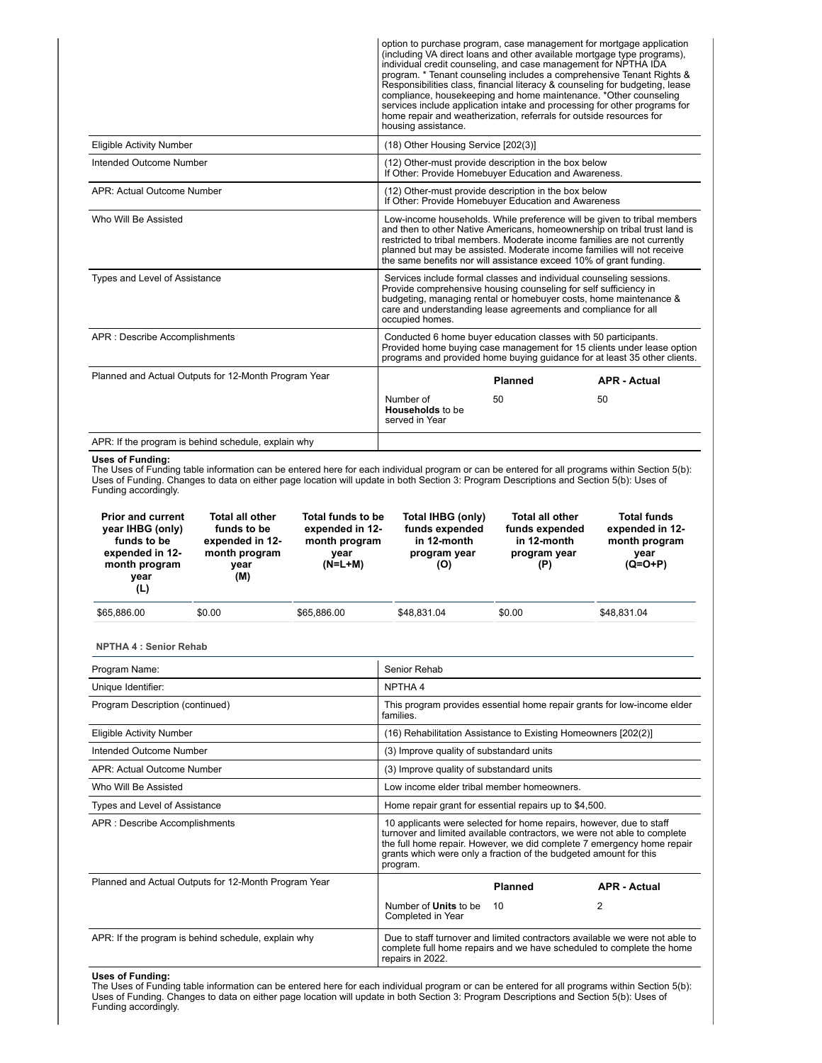| | |
|---|---|
| | option to purchase program, case management for mortgage application (including VA direct loans and other available mortgage type programs), individual credit counseling, and case management for NPTHA IDA program. * Tenant counseling includes a comprehensive Tenant Rights & Responsibilities class, financial literacy & counseling for budgeting, lease compliance, housekeeping and home maintenance. *Other counseling services include application intake and processing for other programs for home repair and weatherization, referrals for outside resources for housing assistance. |
| Eligible Activity Number | (18) Other Housing Service [202(3)] |
| Intended Outcome Number | (12) Other-must provide description in the box below<br>If Other: Provide Homebuyer Education and Awareness. |
| APR: Actual Outcome Number | (12) Other-must provide description in the box below<br>If Other: Provide Homebuyer Education and Awareness |
| Who Will Be Assisted | Low-income households. While preference will be given to tribal members and then to other Native Americans, homeownership on tribal trust land is restricted to tribal members. Moderate income families are not currently planned but may be assisted. Moderate income families will not receive the same benefits nor will assistance exceed 10% of grant funding. |
| Types and Level of Assistance | Services include formal classes and individual counseling sessions. Provide comprehensive housing counseling for self sufficiency in budgeting, managing rental or homebuyer costs, home maintenance & care and understanding lease agreements and compliance for all occupied homes. |
| APR : Describe Accomplishments | Conducted 6 home buyer education classes with 50 participants. Provided home buying case management for 15 clients under lease option programs and provided home buying guidance for at least 35 other clients. |
| Planned and Actual Outputs for 12-Month Program Year | |
| APR: If the program is behind schedule, explain why | |

| | Planned | APR - Actual |
|---|---|---|
| Number of **Households** to be served in Year | 50 | 50 |

**Uses of Funding:**
The Uses of Funding table information can be entered here for each individual program or can be entered for all programs within Section 5(b): Uses of Funding. Changes to data on either page location will update in both Section 3: Program Descriptions and Section 5(b): Uses of Funding accordingly.

| Prior and current year IHBG (only) funds to be expended in 12-month program year (L) | Total all other funds to be expended in 12-month program year (M) | Total funds to be expended in 12-month program year (N=L+M) | Total IHBG (only) funds expended in 12-month program year (O) | Total all other funds expended in 12-month program year (P) | Total funds expended in 12-month program year (Q=O+P) |
|---|---|---|---|---|---|
| $65,886.00 | $0.00 | $65,886.00 | $48,831.04 | $0.00 | $48,831.04 |

### NPTHA 4 : Senior Rehab

| | |
|---|---|
| Program Name: | Senior Rehab |
| Unique Identifier: | NPTHA 4 |
| Program Description (continued) | This program provides essential home repair grants for low-income elder families. |
| Eligible Activity Number | (16) Rehabilitation Assistance to Existing Homeowners [202(2)] |
| Intended Outcome Number | (3) Improve quality of substandard units |
| APR: Actual Outcome Number | (3) Improve quality of substandard units |
| Who Will Be Assisted | Low income elder tribal member homeowners. |
| Types and Level of Assistance | Home repair grant for essential repairs up to $4,500. |
| APR : Describe Accomplishments | 10 applicants were selected for home repairs, however, due to staff turnover and limited available contractors, we were not able to complete the full home repair. However, we did complete 7 emergency home repair grants which were only a fraction of the budgeted amount for this program. |
| Planned and Actual Outputs for 12-Month Program Year | |
| APR: If the program is behind schedule, explain why | Due to staff turnover and limited contractors available we were not able to complete full home repairs and we have scheduled to complete the home repairs in 2022. |

| | Planned | APR - Actual |
|---|---|---|
| Number of **Units** to be Completed in Year | 10 | 2 |

**Uses of Funding:**
The Uses of Funding table information can be entered here for each individual program or can be entered for all programs within Section 5(b): Uses of Funding. Changes to data on either page location will update in both Section 3: Program Descriptions and Section 5(b): Uses of Funding accordingly.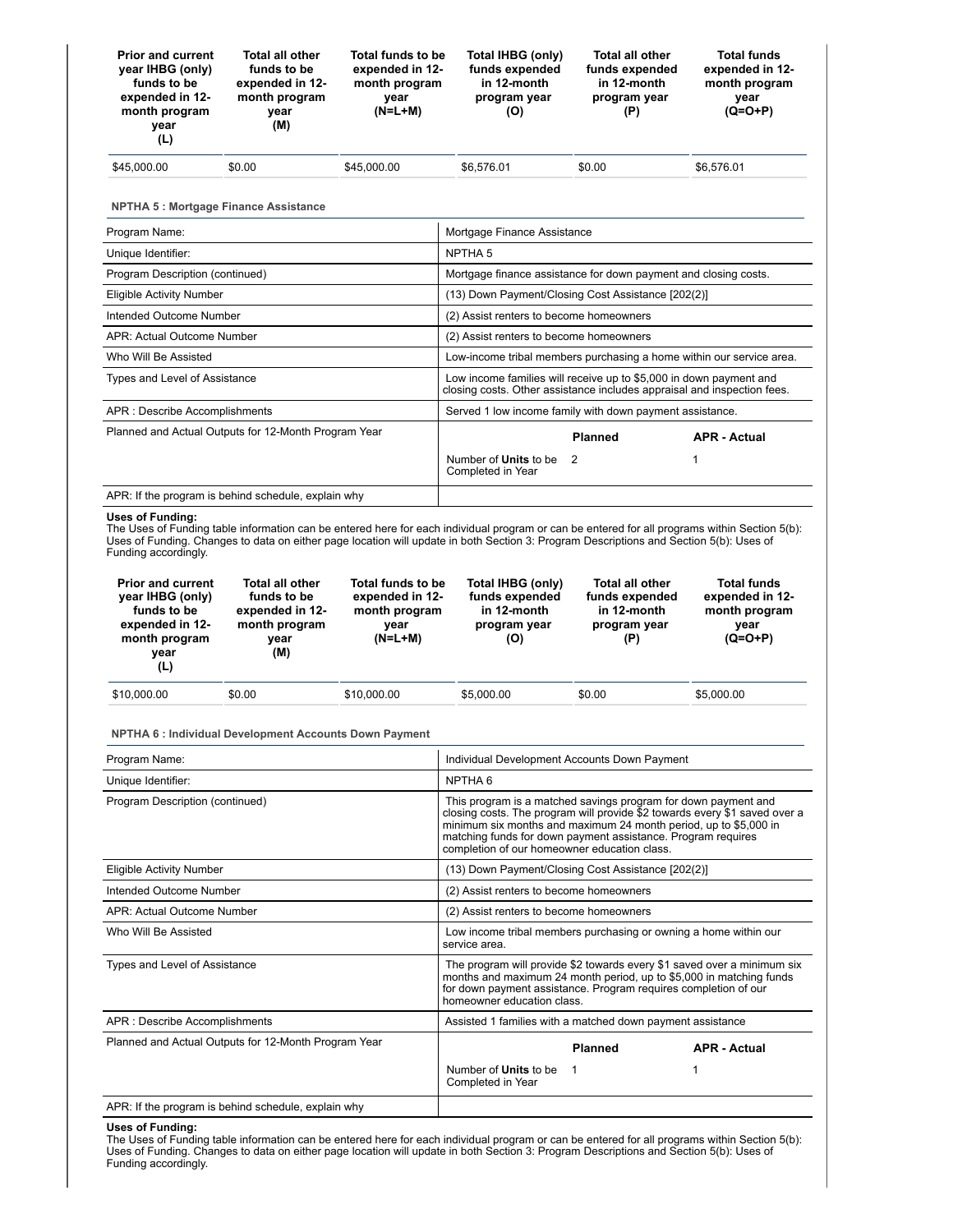| Prior and current year IHBG (only) funds to be expended in 12-month program year (L) | Total all other funds to be expended in 12-month program year (M) | Total funds to be expended in 12-month program year (N=L+M) | Total IHBG (only) funds expended in 12-month program year (O) | Total all other funds expended in 12-month program year (P) | Total funds expended in 12-month program year (Q=O+P) |
|---|---|---|---|---|---|
| $45,000.00 | $0.00 | $45,000.00 | $6,576.01 | $0.00 | $6,576.01 |

**NPTHA 5 : Mortgage Finance Assistance**

| | |
|---|---|
| Program Name: | Mortgage Finance Assistance |
| Unique Identifier: | NPTHA 5 |
| Program Description (continued) | Mortgage finance assistance for down payment and closing costs. |
| Eligible Activity Number | (13) Down Payment/Closing Cost Assistance [202(2)] |
| Intended Outcome Number | (2) Assist renters to become homeowners |
| APR: Actual Outcome Number | (2) Assist renters to become homeowners |
| Who Will Be Assisted | Low-income tribal members purchasing a home within our service area. |
| Types and Level of Assistance | Low income families will receive up to $5,000 in down payment and closing costs. Other assistance includes appraisal and inspection fees. |
| APR : Describe Accomplishments | Served 1 low income family with down payment assistance. |
| Planned and Actual Outputs for 12-Month Program Year | Number of **Units** to be Completed in Year — Planned: 2; APR - Actual: 1 |
| APR: If the program is behind schedule, explain why | |

**Uses of Funding:**
The Uses of Funding table information can be entered here for each individual program or can be entered for all programs within Section 5(b): Uses of Funding. Changes to data on either page location will update in both Section 3: Program Descriptions and Section 5(b): Uses of Funding accordingly.

| Prior and current year IHBG (only) funds to be expended in 12-month program year (L) | Total all other funds to be expended in 12-month program year (M) | Total funds to be expended in 12-month program year (N=L+M) | Total IHBG (only) funds expended in 12-month program year (O) | Total all other funds expended in 12-month program year (P) | Total funds expended in 12-month program year (Q=O+P) |
|---|---|---|---|---|---|
| $10,000.00 | $0.00 | $10,000.00 | $5,000.00 | $0.00 | $5,000.00 |

**NPTHA 6 : Individual Development Accounts Down Payment**

| | |
|---|---|
| Program Name: | Individual Development Accounts Down Payment |
| Unique Identifier: | NPTHA 6 |
| Program Description (continued) | This program is a matched savings program for down payment and closing costs. The program will provide $2 towards every $1 saved over a minimum six months and maximum 24 month period, up to $5,000 in matching funds for down payment assistance. Program requires completion of our homeowner education class. |
| Eligible Activity Number | (13) Down Payment/Closing Cost Assistance [202(2)] |
| Intended Outcome Number | (2) Assist renters to become homeowners |
| APR: Actual Outcome Number | (2) Assist renters to become homeowners |
| Who Will Be Assisted | Low income tribal members purchasing or owning a home within our service area. |
| Types and Level of Assistance | The program will provide $2 towards every $1 saved over a minimum six months and maximum 24 month period, up to $5,000 in matching funds for down payment assistance. Program requires completion of our homeowner education class. |
| APR : Describe Accomplishments | Assisted 1 families with a matched down payment assistance |
| Planned and Actual Outputs for 12-Month Program Year | Number of **Units** to be Completed in Year — Planned: 1; APR - Actual: 1 |
| APR: If the program is behind schedule, explain why | |

**Uses of Funding:**
The Uses of Funding table information can be entered here for each individual program or can be entered for all programs within Section 5(b): Uses of Funding. Changes to data on either page location will update in both Section 3: Program Descriptions and Section 5(b): Uses of Funding accordingly.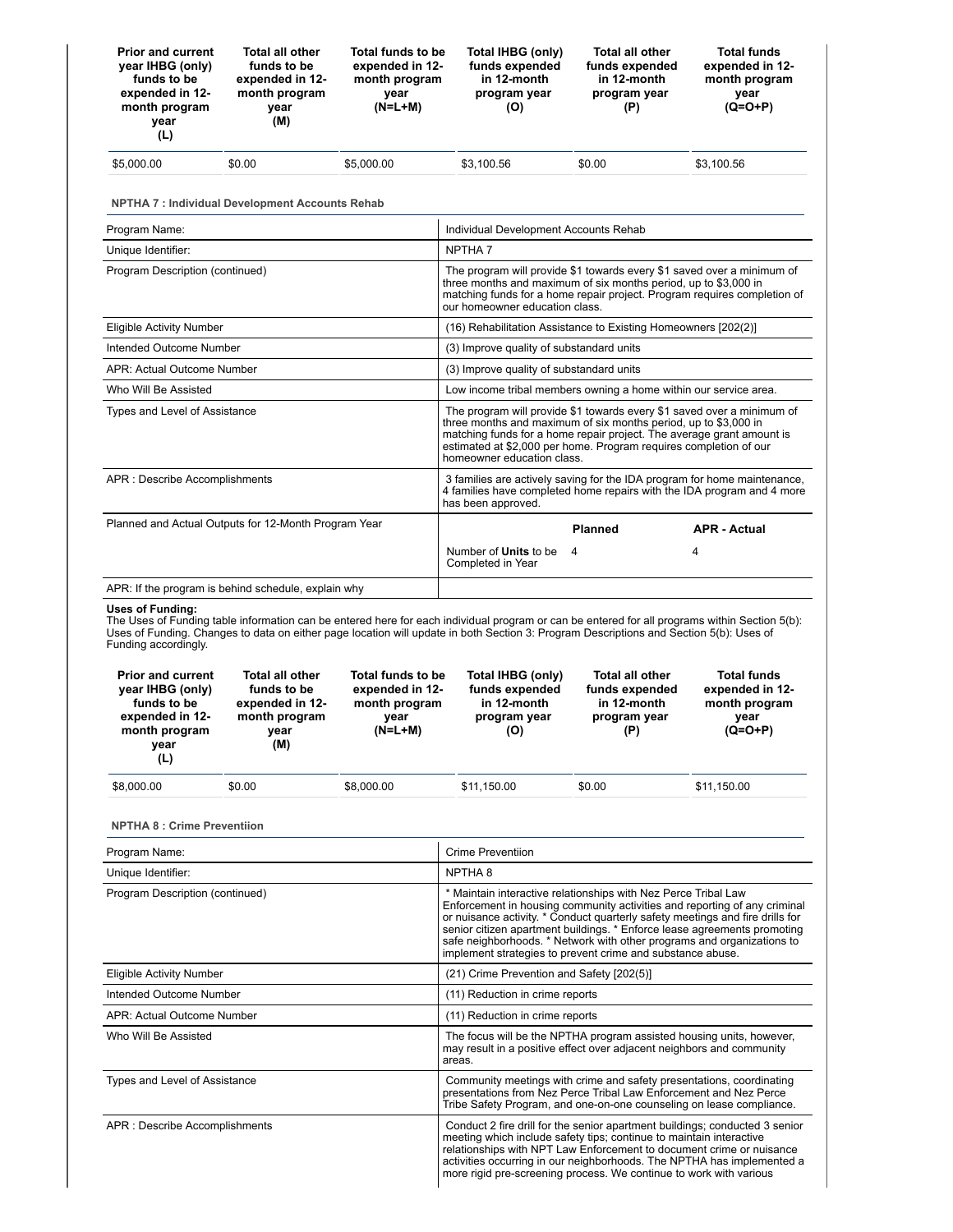| Prior and current year IHBG (only) funds to be expended in 12-month program year (L) | Total all other funds to be expended in 12-month program year (M) | Total funds to be expended in 12-month program year (N=L+M) | Total IHBG (only) funds expended in 12-month program year (O) | Total all other funds expended in 12-month program year (P) | Total funds expended in 12-month program year (Q=O+P) |
|---|---|---|---|---|---|
| $5,000.00 | $0.00 | $5,000.00 | $3,100.56 | $0.00 | $3,100.56 |

### NPTHA 7 : Individual Development Accounts Rehab

| | |
|---|---|
| Program Name: | Individual Development Accounts Rehab |
| Unique Identifier: | NPTHA 7 |
| Program Description (continued) | The program will provide $1 towards every $1 saved over a minimum of three months and maximum of six months period, up to $3,000 in matching funds for a home repair project. Program requires completion of our homeowner education class. |
| Eligible Activity Number | (16) Rehabilitation Assistance to Existing Homeowners [202(2)] |
| Intended Outcome Number | (3) Improve quality of substandard units |
| APR: Actual Outcome Number | (3) Improve quality of substandard units |
| Who Will Be Assisted | Low income tribal members owning a home within our service area. |
| Types and Level of Assistance | The program will provide $1 towards every $1 saved over a minimum of three months and maximum of six months period, up to $3,000 in matching funds for a home repair project. The average grant amount is estimated at $2,000 per home. Program requires completion of our homeowner education class. |
| APR : Describe Accomplishments | 3 families are actively saving for the IDA program for home maintenance, 4 families have completed home repairs with the IDA program and 4 more has been approved. |
| Planned and Actual Outputs for 12-Month Program Year | Number of **Units** to be Completed in Year — Planned: 4; APR - Actual: 4 |
| APR: If the program is behind schedule, explain why | |

**Uses of Funding:**
The Uses of Funding table information can be entered here for each individual program or can be entered for all programs within Section 5(b): Uses of Funding. Changes to data on either page location will update in both Section 3: Program Descriptions and Section 5(b): Uses of Funding accordingly.

| Prior and current year IHBG (only) funds to be expended in 12-month program year (L) | Total all other funds to be expended in 12-month program year (M) | Total funds to be expended in 12-month program year (N=L+M) | Total IHBG (only) funds expended in 12-month program year (O) | Total all other funds expended in 12-month program year (P) | Total funds expended in 12-month program year (Q=O+P) |
|---|---|---|---|---|---|
| $8,000.00 | $0.00 | $8,000.00 | $11,150.00 | $0.00 | $11,150.00 |

### NPTHA 8 : Crime Preventiion

| | |
|---|---|
| Program Name: | Crime Preventiion |
| Unique Identifier: | NPTHA 8 |
| Program Description (continued) | * Maintain interactive relationships with Nez Perce Tribal Law Enforcement in housing community activities and reporting of any criminal or nuisance activity. * Conduct quarterly safety meetings and fire drills for senior citizen apartment buildings. * Enforce lease agreements promoting safe neighborhoods. * Network with other programs and organizations to implement strategies to prevent crime and substance abuse. |
| Eligible Activity Number | (21) Crime Prevention and Safety [202(5)] |
| Intended Outcome Number | (11) Reduction in crime reports |
| APR: Actual Outcome Number | (11) Reduction in crime reports |
| Who Will Be Assisted | The focus will be the NPTHA program assisted housing units, however, may result in a positive effect over adjacent neighbors and community areas. |
| Types and Level of Assistance | Community meetings with crime and safety presentations, coordinating presentations from Nez Perce Tribal Law Enforcement and Nez Perce Tribe Safety Program, and one-on-one counseling on lease compliance. |
| APR : Describe Accomplishments | Conduct 2 fire drill for the senior apartment buildings; conducted 3 senior meeting which include safety tips; continue to maintain interactive relationships with NPT Law Enforcement to document crime or nuisance activities occurring in our neighborhoods. The NPTHA has implemented a more rigid pre-screening process. We continue to work with various |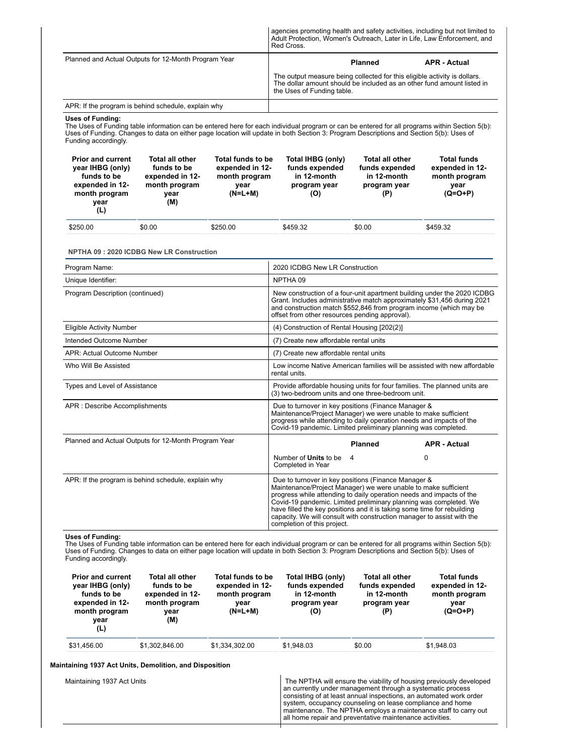| | |
|---|---|
| | agencies promoting health and safety activities, including but not limited to Adult Protection, Women's Outreach, Later in Life, Law Enforcement, and Red Cross. |
| Planned and Actual Outputs for 12-Month Program Year | **Planned** / **APR - Actual** <br> The output measure being collected for this eligible activity is dollars. The dollar amount should be included as an other fund amount listed in the Uses of Funding table. |
| APR: If the program is behind schedule, explain why | |

**Uses of Funding:**
The Uses of Funding table information can be entered here for each individual program or can be entered for all programs within Section 5(b): Uses of Funding. Changes to data on either page location will update in both Section 3: Program Descriptions and Section 5(b): Uses of Funding accordingly.

| Prior and current year IHBG (only) funds to be expended in 12-month program year (L) | Total all other funds to be expended in 12-month program year (M) | Total funds to be expended in 12-month program year (N=L+M) | Total IHBG (only) funds expended in 12-month program year (O) | Total all other funds expended in 12-month program year (P) | Total funds expended in 12-month program year (Q=O+P) |
|---|---|---|---|---|---|
| $250.00 | $0.00 | $250.00 | $459.32 | $0.00 | $459.32 |

**NPTHA 09 : 2020 ICDBG New LR Construction**

| | |
|---|---|
| Program Name: | 2020 ICDBG New LR Construction |
| Unique Identifier: | NPTHA 09 |
| Program Description (continued) | New construction of a four-unit apartment building under the 2020 ICDBG Grant. Includes administrative match approximately $31,456 during 2021 and construction match $552,846 from program income (which may be offset from other resources pending approval). |
| Eligible Activity Number | (4) Construction of Rental Housing [202(2)] |
| Intended Outcome Number | (7) Create new affordable rental units |
| APR: Actual Outcome Number | (7) Create new affordable rental units |
| Who Will Be Assisted | Low income Native American families will be assisted with new affordable rental units. |
| Types and Level of Assistance | Provide affordable housing units for four families. The planned units are (3) two-bedroom units and one three-bedroom unit. |
| APR : Describe Accomplishments | Due to turnover in key positions (Finance Manager & Maintenance/Project Manager) we were unable to make sufficient progress while attending to daily operation needs and impacts of the Covid-19 pandemic. Limited preliminary planning was completed. |
| Planned and Actual Outputs for 12-Month Program Year | **Planned**: Number of **Units** to be Completed in Year — 4 <br> **APR - Actual**: 0 |
| APR: If the program is behind schedule, explain why | Due to turnover in key positions (Finance Manager & Maintenance/Project Manager) we were unable to make sufficient progress while attending to daily operation needs and impacts of the Covid-19 pandemic. Limited preliminary planning was completed. We have filled the key positions and it is taking some time for rebuilding capacity. We will consult with construction manager to assist with the completion of this project. |

**Uses of Funding:**
The Uses of Funding table information can be entered here for each individual program or can be entered for all programs within Section 5(b): Uses of Funding. Changes to data on either page location will update in both Section 3: Program Descriptions and Section 5(b): Uses of Funding accordingly.

| Prior and current year IHBG (only) funds to be expended in 12-month program year (L) | Total all other funds to be expended in 12-month program year (M) | Total funds to be expended in 12-month program year (N=L+M) | Total IHBG (only) funds expended in 12-month program year (O) | Total all other funds expended in 12-month program year (P) | Total funds expended in 12-month program year (Q=O+P) |
|---|---|---|---|---|---|
| $31,456.00 | $1,302,846.00 | $1,334,302.00 | $1,948.03 | $0.00 | $1,948.03 |

**Maintaining 1937 Act Units, Demolition, and Disposition**

| | |
|---|---|
| Maintaining 1937 Act Units | The NPTHA will ensure the viability of housing previously developed an currently under management through a systematic process consisting of at least annual inspections, an automated work order system, occupancy counseling on lease compliance and home maintenance. The NPTHA employs a maintenance staff to carry out all home repair and preventative maintenance activities. |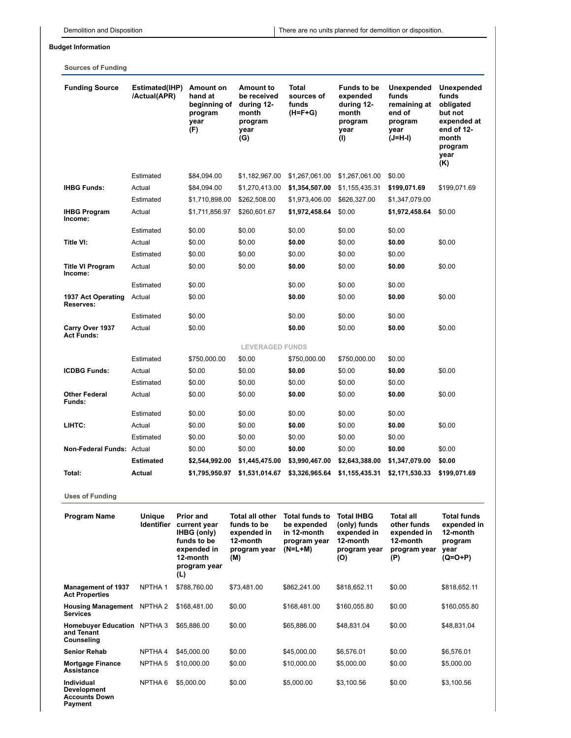| Demolition and Disposition | There are no units planned for demolition or disposition. |
|---|---|

**Budget Information**

### Sources of Funding

| Funding Source | Estimated(IHP) /Actual(APR) | Amount on hand at beginning of program year (F) | Amount to be received during 12-month program year (G) | Total sources of funds (H=F+G) | Funds to be expended during 12-month program year (I) | Unexpended funds remaining at end of program year (J=H-I) | Unexpended funds obligated but not expended at end of 12-month program year (K) |
|---|---|---|---|---|---|---|---|
| | Estimated | $84,094.00 | $1,182,967.00 | $1,267,061.00 | $1,267,061.00 | $0.00 | |
| **IHBG Funds:** | Actual | $84,094.00 | $1,270,413.00 | **$1,354,507.00** | $1,155,435.31 | **$199,071.69** | $199,071.69 |
| | Estimated | $1,710,898.00 | $262,508.00 | $1,973,406.00 | $626,327.00 | $1,347,079.00 | |
| **IHBG Program Income:** | Actual | $1,711,856.97 | $260,601.67 | **$1,972,458.64** | $0.00 | **$1,972,458.64** | $0.00 |
| | Estimated | $0.00 | $0.00 | $0.00 | $0.00 | $0.00 | |
| **Title VI:** | Actual | $0.00 | $0.00 | **$0.00** | $0.00 | **$0.00** | $0.00 |
| | Estimated | $0.00 | $0.00 | $0.00 | $0.00 | $0.00 | |
| **Title VI Program Income:** | Actual | $0.00 | $0.00 | **$0.00** | $0.00 | **$0.00** | $0.00 |
| | Estimated | $0.00 | | $0.00 | $0.00 | $0.00 | |
| **1937 Act Operating Reserves:** | Actual | $0.00 | | **$0.00** | $0.00 | **$0.00** | $0.00 |
| | Estimated | $0.00 | | $0.00 | $0.00 | $0.00 | |
| **Carry Over 1937 Act Funds:** | Actual | $0.00 | | **$0.00** | $0.00 | **$0.00** | $0.00 |
| | | | LEVERAGED FUNDS | | | | |
| | Estimated | $750,000.00 | $0.00 | $750,000.00 | $750,000.00 | $0.00 | |
| **ICDBG Funds:** | Actual | $0.00 | $0.00 | **$0.00** | $0.00 | **$0.00** | $0.00 |
| | Estimated | $0.00 | $0.00 | $0.00 | $0.00 | $0.00 | |
| **Other Federal Funds:** | Actual | $0.00 | $0.00 | **$0.00** | $0.00 | **$0.00** | $0.00 |
| | Estimated | $0.00 | $0.00 | $0.00 | $0.00 | $0.00 | |
| **LIHTC:** | Actual | $0.00 | $0.00 | **$0.00** | $0.00 | **$0.00** | $0.00 |
| | Estimated | $0.00 | $0.00 | $0.00 | $0.00 | $0.00 | |
| **Non-Federal Funds:** | Actual | $0.00 | $0.00 | **$0.00** | $0.00 | **$0.00** | $0.00 |
| | **Estimated** | **$2,544,992.00** | **$1,445,475.00** | **$3,990,467.00** | **$2,643,388.00** | **$1,347,079.00** | **$0.00** |
| **Total:** | **Actual** | **$1,795,950.97** | **$1,531,014.67** | **$3,326,965.64** | **$1,155,435.31** | **$2,171,530.33** | **$199,071.69** |

### Uses of Funding

| Program Name | Unique Identifier | Prior and current year IHBG (only) funds to be expended in 12-month program year (L) | Total all other funds to be expended in 12-month program year (M) | Total funds to be expended in 12-month program year (N=L+M) | Total IHBG (only) funds expended in 12-month program year (O) | Total all other funds expended in 12-month program year (P) | Total funds expended in 12-month program year (Q=O+P) |
|---|---|---|---|---|---|---|---|
| **Management of 1937 Act Properties** | NPTHA 1 | $788,760.00 | $73,481.00 | $862,241.00 | $818,652.11 | $0.00 | $818,652.11 |
| **Housing Management Services** | NPTHA 2 | $168,481.00 | $0.00 | $168,481.00 | $160,055.80 | $0.00 | $160,055.80 |
| **Homebuyer Education and Tenant Counseling** | NPTHA 3 | $65,886.00 | $0.00 | $65,886.00 | $48,831.04 | $0.00 | $48,831.04 |
| **Senior Rehab** | NPTHA 4 | $45,000.00 | $0.00 | $45,000.00 | $6,576.01 | $0.00 | $6,576.01 |
| **Mortgage Finance Assistance** | NPTHA 5 | $10,000.00 | $0.00 | $10,000.00 | $5,000.00 | $0.00 | $5,000.00 |
| **Individual Development Accounts Down Payment** | NPTHA 6 | $5,000.00 | $0.00 | $5,000.00 | $3,100.56 | $0.00 | $3,100.56 |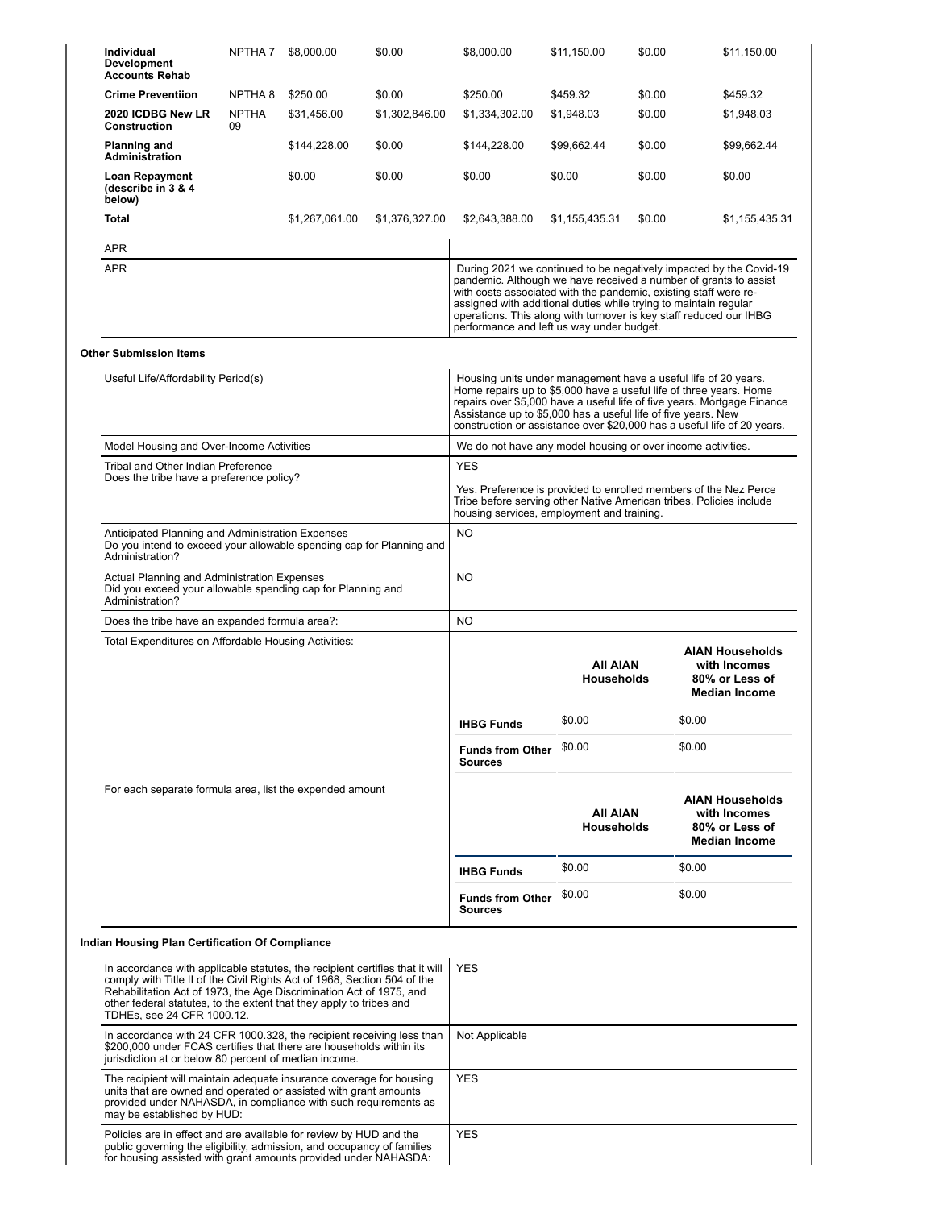| | | | | | | | |
|---|---|---|---|---|---|---|---|
| **Individual Development Accounts Rehab** | NPTHA 7 | $8,000.00 | $0.00 | $8,000.00 | $11,150.00 | $0.00 | $11,150.00 |
| **Crime Preventiion** | NPTHA 8 | $250.00 | $0.00 | $250.00 | $459.32 | $0.00 | $459.32 |
| **2020 ICDBG New LR Construction** | NPTHA 09 | $31,456.00 | $1,302,846.00 | $1,334,302.00 | $1,948.03 | $0.00 | $1,948.03 |
| **Planning and Administration** | | $144,228.00 | $0.00 | $144,228.00 | $99,662.44 | $0.00 | $99,662.44 |
| **Loan Repayment (describe in 3 & 4 below)** | | $0.00 | $0.00 | $0.00 | $0.00 | $0.00 | $0.00 |
| **Total** | | $1,267,061.00 | $1,376,327.00 | $2,643,388.00 | $1,155,435.31 | $0.00 | $1,155,435.31 |

| APR | |
|---|---|
| APR | During 2021 we continued to be negatively impacted by the Covid-19 pandemic. Although we have received a number of grants to assist with costs associated with the pandemic, existing staff were re-assigned with additional duties while trying to maintain regular operations. This along with turnover is key staff reduced our IHBG performance and left us way under budget. |

**Other Submission Items**

| | |
|---|---|
| Useful Life/Affordability Period(s) | Housing units under management have a useful life of 20 years. Home repairs up to $5,000 have a useful life of three years. Home repairs over $5,000 have a useful life of five years. Mortgage Finance Assistance up to $5,000 has a useful life of five years. New construction or assistance over $20,000 has a useful life of 20 years. |
| Model Housing and Over-Income Activities | We do not have any model housing or over income activities. |
| Tribal and Other Indian Preference<br>Does the tribe have a preference policy? | YES<br><br>Yes. Preference is provided to enrolled members of the Nez Perce Tribe before serving other Native American tribes. Policies include housing services, employment and training. |
| Anticipated Planning and Administration Expenses<br>Do you intend to exceed your allowable spending cap for Planning and Administration? | NO |
| Actual Planning and Administration Expenses<br>Did you exceed your allowable spending cap for Planning and Administration? | NO |
| Does the tribe have an expanded formula area?: | NO |

Total Expenditures on Affordable Housing Activities:

| | **All AIAN Households** | **AIAN Households with Incomes 80% or Less of Median Income** |
|---|---|---|
| **IHBG Funds** | $0.00 | $0.00 |
| **Funds from Other Sources** | $0.00 | $0.00 |

For each separate formula area, list the expended amount

| | **All AIAN Households** | **AIAN Households with Incomes 80% or Less of Median Income** |
|---|---|---|
| **IHBG Funds** | $0.00 | $0.00 |
| **Funds from Other Sources** | $0.00 | $0.00 |

**Indian Housing Plan Certification Of Compliance**

| | |
|---|---|
| In accordance with applicable statutes, the recipient certifies that it will comply with Title II of the Civil Rights Act of 1968, Section 504 of the Rehabilitation Act of 1973, the Age Discrimination Act of 1975, and other federal statutes, to the extent that they apply to tribes and TDHEs, see 24 CFR 1000.12. | YES |
| In accordance with 24 CFR 1000.328, the recipient receiving less than $200,000 under FCAS certifies that there are households within its jurisdiction at or below 80 percent of median income. | Not Applicable |
| The recipient will maintain adequate insurance coverage for housing units that are owned and operated or assisted with grant amounts provided under NAHASDA, in compliance with such requirements as may be established by HUD: | YES |
| Policies are in effect and are available for review by HUD and the public governing the eligibility, admission, and occupancy of families for housing assisted with grant amounts provided under NAHASDA: | YES |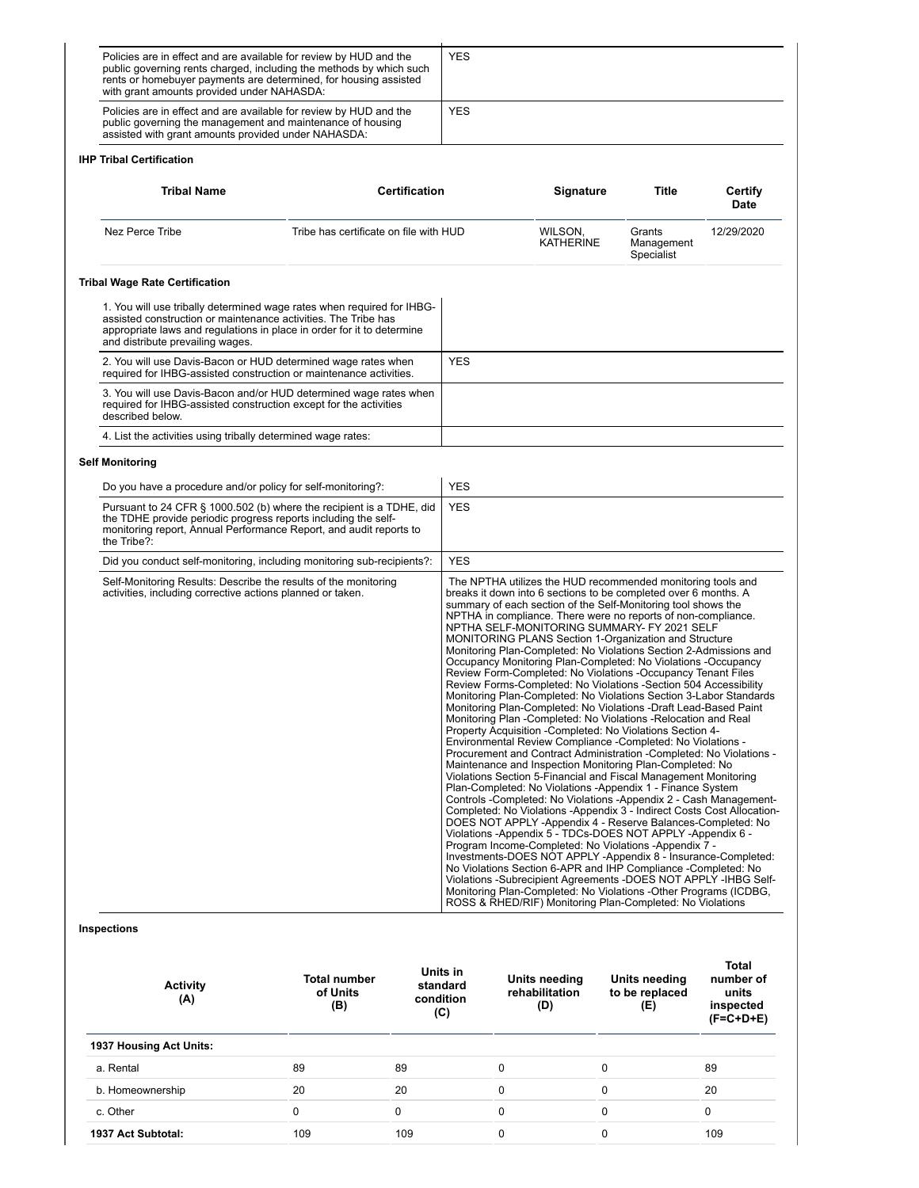| | |
|---|---|
| Policies are in effect and are available for review by HUD and the public governing rents charged, including the methods by which such rents or homebuyer payments are determined, for housing assisted with grant amounts provided under NAHASDA: | YES |
| Policies are in effect and are available for review by HUD and the public governing the management and maintenance of housing assisted with grant amounts provided under NAHASDA: | YES |

**IHP Tribal Certification**

| Tribal Name | Certification | Signature | Title | Certify Date |
|---|---|---|---|---|
| Nez Perce Tribe | Tribe has certificate on file with HUD | WILSON, KATHERINE | Grants Management Specialist | 12/29/2020 |

**Tribal Wage Rate Certification**

| | |
|---|---|
| 1. You will use tribally determined wage rates when required for IHBG-assisted construction or maintenance activities. The Tribe has appropriate laws and regulations in place in order for it to determine and distribute prevailing wages. | |
| 2. You will use Davis-Bacon or HUD determined wage rates when required for IHBG-assisted construction or maintenance activities. | YES |
| 3. You will use Davis-Bacon and/or HUD determined wage rates when required for IHBG-assisted construction except for the activities described below. | |
| 4. List the activities using tribally determined wage rates: | |

**Self Monitoring**

| | |
|---|---|
| Do you have a procedure and/or policy for self-monitoring?: | YES |
| Pursuant to 24 CFR § 1000.502 (b) where the recipient is a TDHE, did the TDHE provide periodic progress reports including the self-monitoring report, Annual Performance Report, and audit reports to the Tribe?: | YES |
| Did you conduct self-monitoring, including monitoring sub-recipients?: | YES |
| Self-Monitoring Results: Describe the results of the monitoring activities, including corrective actions planned or taken. | The NPTHA utilizes the HUD recommended monitoring tools and breaks it down into 6 sections to be completed over 6 months. A summary of each section of the Self-Monitoring tool shows the NPTHA in compliance. There were no reports of non-compliance. NPTHA SELF-MONITORING SUMMARY- FY 2021 SELF MONITORING PLANS Section 1-Organization and Structure Monitoring Plan-Completed: No Violations Section 2-Admissions and Occupancy Monitoring Plan-Completed: No Violations -Occupancy Review Form-Completed: No Violations -Occupancy Tenant Files Review Forms-Completed: No Violations -Section 504 Accessibility Monitoring Plan-Completed: No Violations Section 3-Labor Standards Monitoring Plan-Completed: No Violations -Draft Lead-Based Paint Monitoring Plan -Completed: No Violations -Relocation and Real Property Acquisition -Completed: No Violations Section 4-Environmental Review Compliance -Completed: No Violations -Procurement and Contract Administration -Completed: No Violations -Maintenance and Inspection Monitoring Plan-Completed: No Violations Section 5-Financial and Fiscal Management Monitoring Plan-Completed: No Violations -Appendix 1 - Finance System Controls -Completed: No Violations -Appendix 2 - Cash Management-Completed: No Violations -Appendix 3 - Indirect Costs Cost Allocation-DOES NOT APPLY -Appendix 4 - Reserve Balances-Completed: No Violations -Appendix 5 - TDCs-DOES NOT APPLY -Appendix 6 - Program Income-Completed: No Violations -Appendix 7 - Investments-DOES NOT APPLY -Appendix 8 - Insurance-Completed: No Violations Section 6-APR and IHP Compliance -Completed: No Violations -Subrecipient Agreements -DOES NOT APPLY -IHBG Self-Monitoring Plan-Completed: No Violations -Other Programs (ICDBG, ROSS & RHED/RIF) Monitoring Plan-Completed: No Violations |

**Inspections**

| Activity (A) | Total number of Units (B) | Units in standard condition (C) | Units needing rehabilitation (D) | Units needing to be replaced (E) | Total number of units inspected (F=C+D+E) |
|---|---|---|---|---|---|
| **1937 Housing Act Units:** | | | | | |
| a. Rental | 89 | 89 | 0 | 0 | 89 |
| b. Homeownership | 20 | 20 | 0 | 0 | 20 |
| c. Other | 0 | 0 | 0 | 0 | 0 |
| **1937 Act Subtotal:** | 109 | 109 | 0 | 0 | 109 |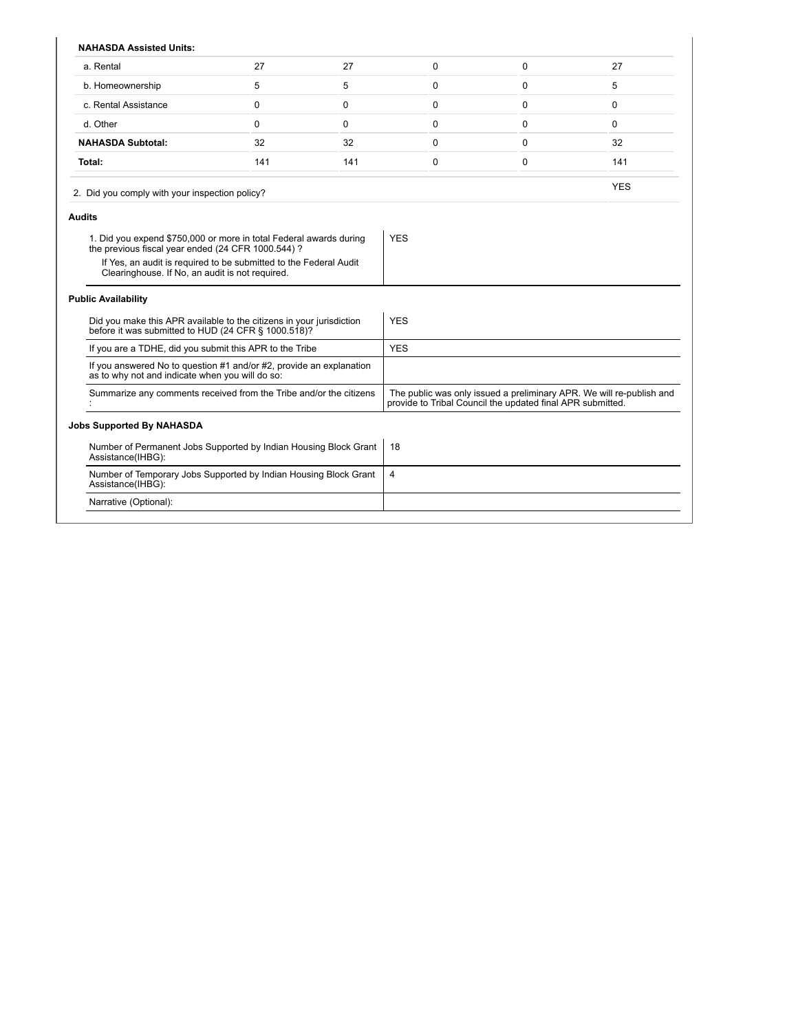| NAHASDA Assisted Units: | | | | | |
|---|---|---|---|---|---|
| a. Rental | 27 | 27 | 0 | 0 | 27 |
| b. Homeownership | 5 | 5 | 0 | 0 | 5 |
| c. Rental Assistance | 0 | 0 | 0 | 0 | 0 |
| d. Other | 0 | 0 | 0 | 0 | 0 |
| **NAHASDA Subtotal:** | 32 | 32 | 0 | 0 | 32 |
| **Total:** | 141 | 141 | 0 | 0 | 141 |

| | |
|---|---|
| 2. Did you comply with your inspection policy? | YES |

**Audits**

| | |
|---|---|
| 1. Did you expend $750,000 or more in total Federal awards during the previous fiscal year ended (24 CFR 1000.544) ? If Yes, an audit is required to be submitted to the Federal Audit Clearinghouse. If No, an audit is not required. | YES |

**Public Availability**

| | |
|---|---|
| Did you make this APR available to the citizens in your jurisdiction before it was submitted to HUD (24 CFR § 1000.518)? | YES |
| If you are a TDHE, did you submit this APR to the Tribe | YES |
| If you answered No to question #1 and/or #2, provide an explanation as to why not and indicate when you will do so: | |
| Summarize any comments received from the Tribe and/or the citizens : | The public was only issued a preliminary APR. We will re-publish and provide to Tribal Council the updated final APR submitted. |

**Jobs Supported By NAHASDA**

| | |
|---|---|
| Number of Permanent Jobs Supported by Indian Housing Block Grant Assistance(IHBG): | 18 |
| Number of Temporary Jobs Supported by Indian Housing Block Grant Assistance(IHBG): | 4 |
| Narrative (Optional): | |